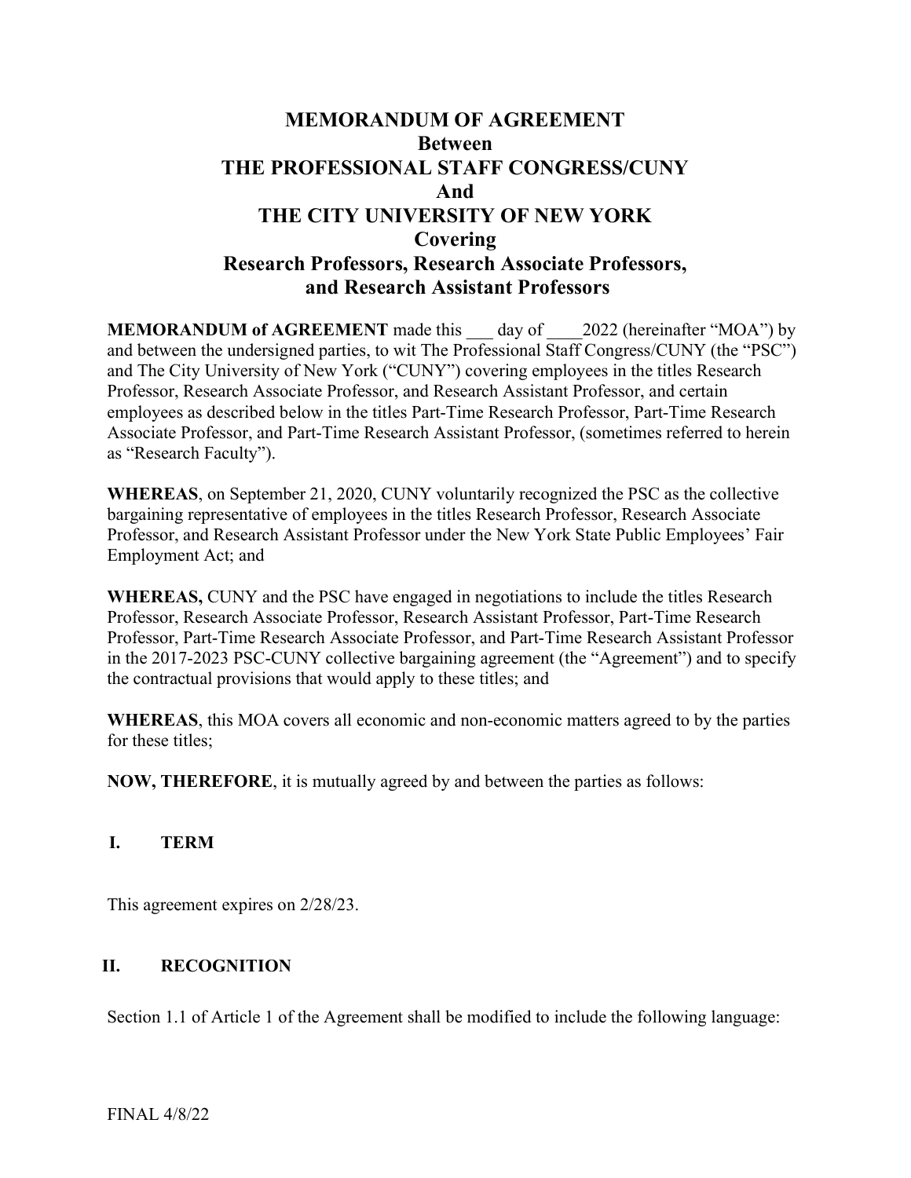# MEMORANDUM OF AGREEMENT
# Between
# THE PROFESSIONAL STAFF CONGRESS/CUNY
# And
# THE CITY UNIVERSITY OF NEW YORK
# Covering
# Research Professors, Research Associate Professors, and Research Assistant Professors

**MEMORANDUM of AGREEMENT** made this ___ day of ____2022 (hereinafter "MOA") by and between the undersigned parties, to wit The Professional Staff Congress/CUNY (the "PSC") and The City University of New York ("CUNY") covering employees in the titles Research Professor, Research Associate Professor, and Research Assistant Professor, and certain employees as described below in the titles Part-Time Research Professor, Part-Time Research Associate Professor, and Part-Time Research Assistant Professor, (sometimes referred to herein as "Research Faculty").

**WHEREAS**, on September 21, 2020, CUNY voluntarily recognized the PSC as the collective bargaining representative of employees in the titles Research Professor, Research Associate Professor, and Research Assistant Professor under the New York State Public Employees' Fair Employment Act; and

**WHEREAS,** CUNY and the PSC have engaged in negotiations to include the titles Research Professor, Research Associate Professor, Research Assistant Professor, Part-Time Research Professor, Part-Time Research Associate Professor, and Part-Time Research Assistant Professor in the 2017-2023 PSC-CUNY collective bargaining agreement (the "Agreement") and to specify the contractual provisions that would apply to these titles; and

**WHEREAS**, this MOA covers all economic and non-economic matters agreed to by the parties for these titles;

**NOW, THEREFORE**, it is mutually agreed by and between the parties as follows:

## I. TERM

This agreement expires on 2/28/23.

## II. RECOGNITION

Section 1.1 of Article 1 of the Agreement shall be modified to include the following language:

FINAL 4/8/22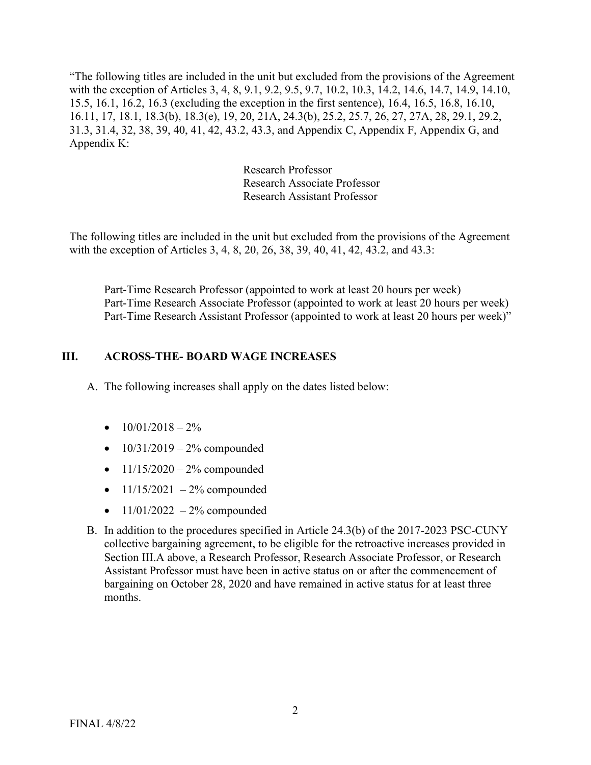"The following titles are included in the unit but excluded from the provisions of the Agreement with the exception of Articles 3, 4, 8, 9.1, 9.2, 9.5, 9.7, 10.2, 10.3, 14.2, 14.6, 14.7, 14.9, 14.10, 15.5, 16.1, 16.2, 16.3 (excluding the exception in the first sentence), 16.4, 16.5, 16.8, 16.10, 16.11, 17, 18.1, 18.3(b), 18.3(e), 19, 20, 21A, 24.3(b), 25.2, 25.7, 26, 27, 27A, 28, 29.1, 29.2, 31.3, 31.4, 32, 38, 39, 40, 41, 42, 43.2, 43.3, and Appendix C, Appendix F, Appendix G, and Appendix K:

Research Professor
Research Associate Professor
Research Assistant Professor

The following titles are included in the unit but excluded from the provisions of the Agreement with the exception of Articles 3, 4, 8, 20, 26, 38, 39, 40, 41, 42, 43.2, and 43.3:

Part-Time Research Professor (appointed to work at least 20 hours per week)
Part-Time Research Associate Professor (appointed to work at least 20 hours per week)
Part-Time Research Assistant Professor (appointed to work at least 20 hours per week)"

## III. ACROSS-THE- BOARD WAGE INCREASES

A. The following increases shall apply on the dates listed below:

- 10/01/2018 – 2%
- 10/31/2019 – 2% compounded
- 11/15/2020 – 2% compounded
- 11/15/2021 – 2% compounded
- 11/01/2022 – 2% compounded

B. In addition to the procedures specified in Article 24.3(b) of the 2017-2023 PSC-CUNY collective bargaining agreement, to be eligible for the retroactive increases provided in Section III.A above, a Research Professor, Research Associate Professor, or Research Assistant Professor must have been in active status on or after the commencement of bargaining on October 28, 2020 and have remained in active status for at least three months.

FINAL 4/8/22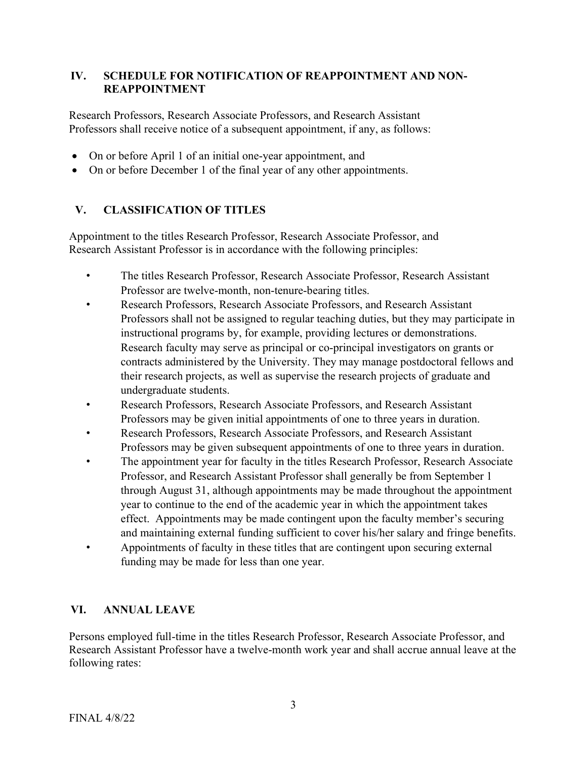## IV. SCHEDULE FOR NOTIFICATION OF REAPPOINTMENT AND NON-REAPPOINTMENT

Research Professors, Research Associate Professors, and Research Assistant Professors shall receive notice of a subsequent appointment, if any, as follows:

- On or before April 1 of an initial one-year appointment, and
- On or before December 1 of the final year of any other appointments.

## V. CLASSIFICATION OF TITLES

Appointment to the titles Research Professor, Research Associate Professor, and Research Assistant Professor is in accordance with the following principles:

- The titles Research Professor, Research Associate Professor, Research Assistant Professor are twelve-month, non-tenure-bearing titles.
- Research Professors, Research Associate Professors, and Research Assistant Professors shall not be assigned to regular teaching duties, but they may participate in instructional programs by, for example, providing lectures or demonstrations. Research faculty may serve as principal or co-principal investigators on grants or contracts administered by the University. They may manage postdoctoral fellows and their research projects, as well as supervise the research projects of graduate and undergraduate students.
- Research Professors, Research Associate Professors, and Research Assistant Professors may be given initial appointments of one to three years in duration.
- Research Professors, Research Associate Professors, and Research Assistant Professors may be given subsequent appointments of one to three years in duration.
- The appointment year for faculty in the titles Research Professor, Research Associate Professor, and Research Assistant Professor shall generally be from September 1 through August 31, although appointments may be made throughout the appointment year to continue to the end of the academic year in which the appointment takes effect. Appointments may be made contingent upon the faculty member's securing and maintaining external funding sufficient to cover his/her salary and fringe benefits.
- Appointments of faculty in these titles that are contingent upon securing external funding may be made for less than one year.

## VI. ANNUAL LEAVE

Persons employed full-time in the titles Research Professor, Research Associate Professor, and Research Assistant Professor have a twelve-month work year and shall accrue annual leave at the following rates: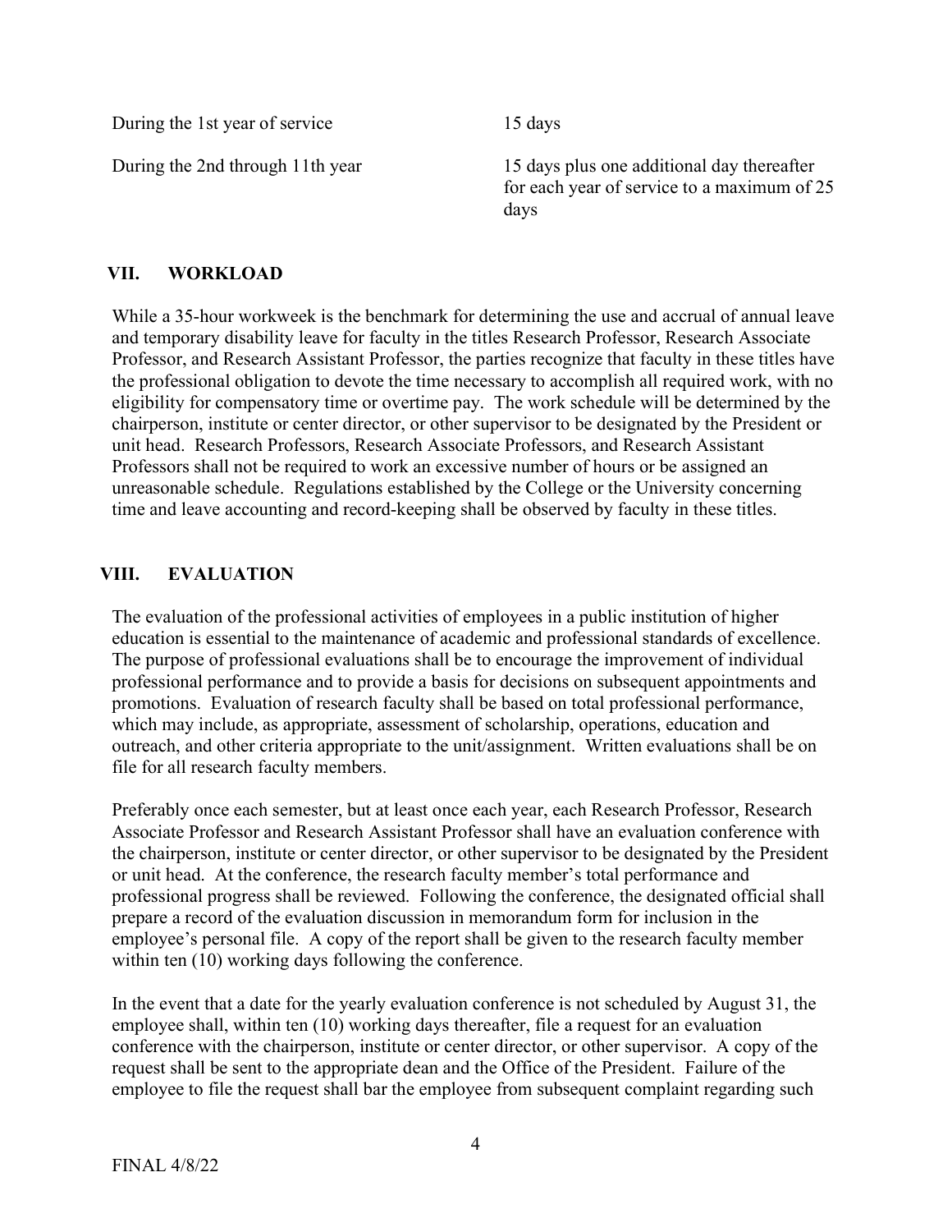| | |
|---|---|
| During the 1st year of service | 15 days |
| During the 2nd through 11th year | 15 days plus one additional day thereafter for each year of service to a maximum of 25 days |

## VII. WORKLOAD

While a 35-hour workweek is the benchmark for determining the use and accrual of annual leave and temporary disability leave for faculty in the titles Research Professor, Research Associate Professor, and Research Assistant Professor, the parties recognize that faculty in these titles have the professional obligation to devote the time necessary to accomplish all required work, with no eligibility for compensatory time or overtime pay. The work schedule will be determined by the chairperson, institute or center director, or other supervisor to be designated by the President or unit head. Research Professors, Research Associate Professors, and Research Assistant Professors shall not be required to work an excessive number of hours or be assigned an unreasonable schedule. Regulations established by the College or the University concerning time and leave accounting and record-keeping shall be observed by faculty in these titles.

## VIII. EVALUATION

The evaluation of the professional activities of employees in a public institution of higher education is essential to the maintenance of academic and professional standards of excellence. The purpose of professional evaluations shall be to encourage the improvement of individual professional performance and to provide a basis for decisions on subsequent appointments and promotions. Evaluation of research faculty shall be based on total professional performance, which may include, as appropriate, assessment of scholarship, operations, education and outreach, and other criteria appropriate to the unit/assignment. Written evaluations shall be on file for all research faculty members.

Preferably once each semester, but at least once each year, each Research Professor, Research Associate Professor and Research Assistant Professor shall have an evaluation conference with the chairperson, institute or center director, or other supervisor to be designated by the President or unit head. At the conference, the research faculty member's total performance and professional progress shall be reviewed. Following the conference, the designated official shall prepare a record of the evaluation discussion in memorandum form for inclusion in the employee's personal file. A copy of the report shall be given to the research faculty member within ten (10) working days following the conference.

In the event that a date for the yearly evaluation conference is not scheduled by August 31, the employee shall, within ten (10) working days thereafter, file a request for an evaluation conference with the chairperson, institute or center director, or other supervisor. A copy of the request shall be sent to the appropriate dean and the Office of the President. Failure of the employee to file the request shall bar the employee from subsequent complaint regarding such

FINAL 4/8/22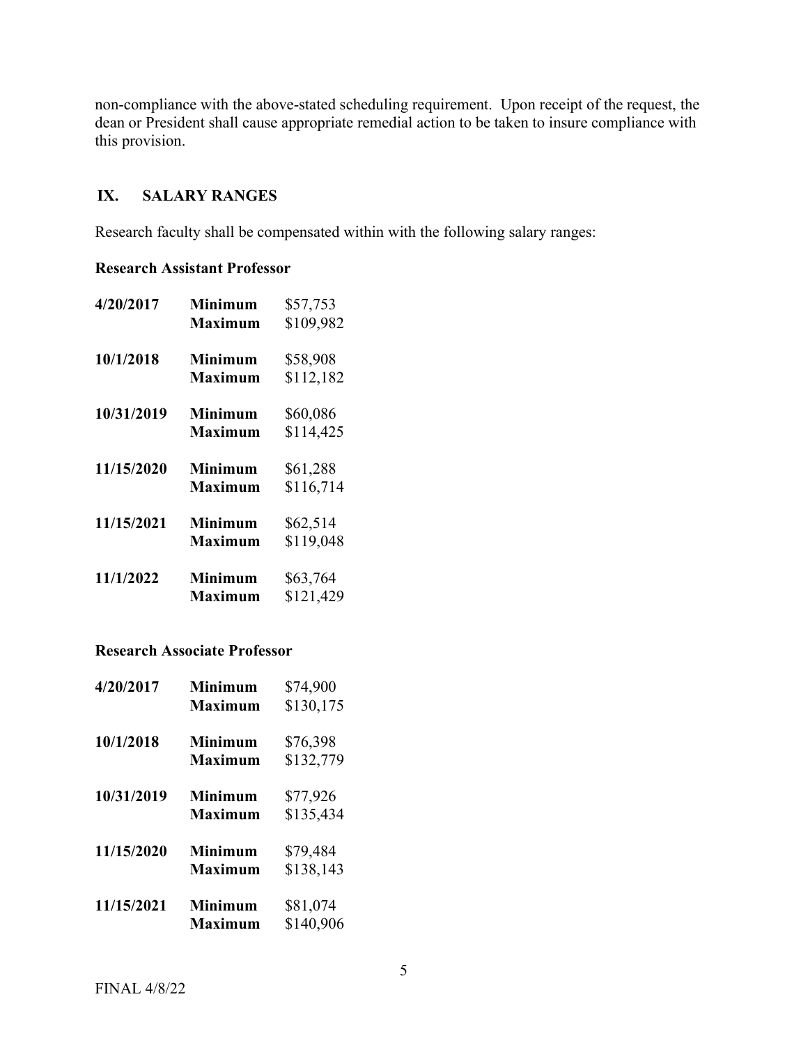non-compliance with the above-stated scheduling requirement. Upon receipt of the request, the dean or President shall cause appropriate remedial action to be taken to insure compliance with this provision.

## IX. SALARY RANGES

Research faculty shall be compensated within with the following salary ranges:

**Research Assistant Professor**

| | | |
|---|---|---|
| **4/20/2017** | **Minimum** | \$57,753 |
| | **Maximum** | \$109,982 |
| **10/1/2018** | **Minimum** | \$58,908 |
| | **Maximum** | \$112,182 |
| **10/31/2019** | **Minimum** | \$60,086 |
| | **Maximum** | \$114,425 |
| **11/15/2020** | **Minimum** | \$61,288 |
| | **Maximum** | \$116,714 |
| **11/15/2021** | **Minimum** | \$62,514 |
| | **Maximum** | \$119,048 |
| **11/1/2022** | **Minimum** | \$63,764 |
| | **Maximum** | \$121,429 |

**Research Associate Professor**

| | | |
|---|---|---|
| **4/20/2017** | **Minimum** | \$74,900 |
| | **Maximum** | \$130,175 |
| **10/1/2018** | **Minimum** | \$76,398 |
| | **Maximum** | \$132,779 |
| **10/31/2019** | **Minimum** | \$77,926 |
| | **Maximum** | \$135,434 |
| **11/15/2020** | **Minimum** | \$79,484 |
| | **Maximum** | \$138,143 |
| **11/15/2021** | **Minimum** | \$81,074 |
| | **Maximum** | \$140,906 |

FINAL 4/8/22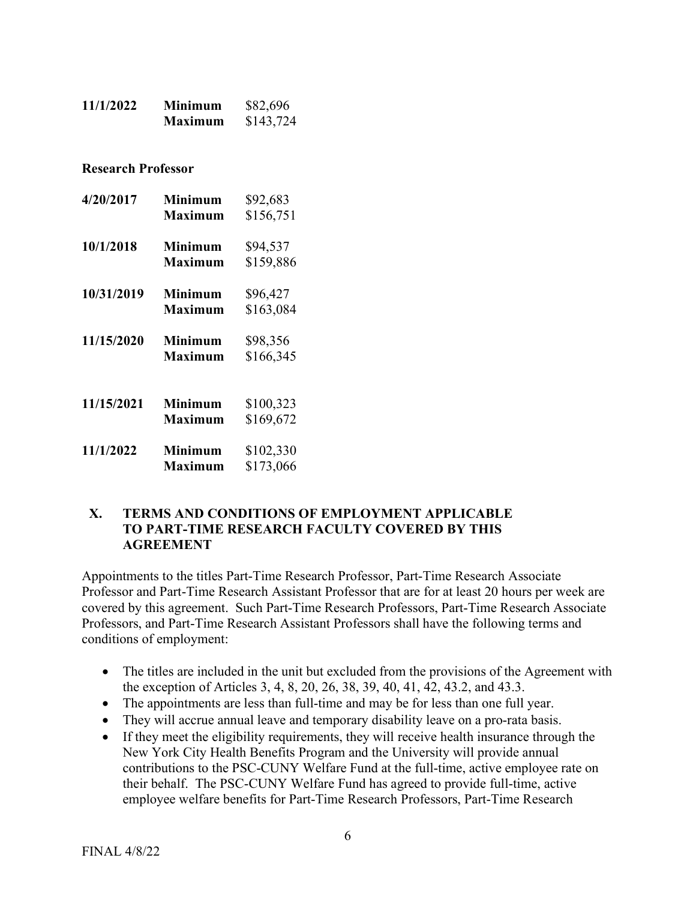| | | |
|---|---|---|
| **11/1/2022** | **Minimum** | $82,696 |
| | **Maximum** | $143,724 |

**Research Professor**

| | | |
|---|---|---|
| **4/20/2017** | **Minimum** | $92,683 |
| | **Maximum** | $156,751 |
| **10/1/2018** | **Minimum** | $94,537 |
| | **Maximum** | $159,886 |
| **10/31/2019** | **Minimum** | $96,427 |
| | **Maximum** | $163,084 |
| **11/15/2020** | **Minimum** | $98,356 |
| | **Maximum** | $166,345 |
| **11/15/2021** | **Minimum** | $100,323 |
| | **Maximum** | $169,672 |
| **11/1/2022** | **Minimum** | $102,330 |
| | **Maximum** | $173,066 |

## X. TERMS AND CONDITIONS OF EMPLOYMENT APPLICABLE TO PART-TIME RESEARCH FACULTY COVERED BY THIS AGREEMENT

Appointments to the titles Part-Time Research Professor, Part-Time Research Associate Professor and Part-Time Research Assistant Professor that are for at least 20 hours per week are covered by this agreement. Such Part-Time Research Professors, Part-Time Research Associate Professors, and Part-Time Research Assistant Professors shall have the following terms and conditions of employment:

- The titles are included in the unit but excluded from the provisions of the Agreement with the exception of Articles 3, 4, 8, 20, 26, 38, 39, 40, 41, 42, 43.2, and 43.3.
- The appointments are less than full-time and may be for less than one full year.
- They will accrue annual leave and temporary disability leave on a pro-rata basis.
- If they meet the eligibility requirements, they will receive health insurance through the New York City Health Benefits Program and the University will provide annual contributions to the PSC-CUNY Welfare Fund at the full-time, active employee rate on their behalf. The PSC-CUNY Welfare Fund has agreed to provide full-time, active employee welfare benefits for Part-Time Research Professors, Part-Time Research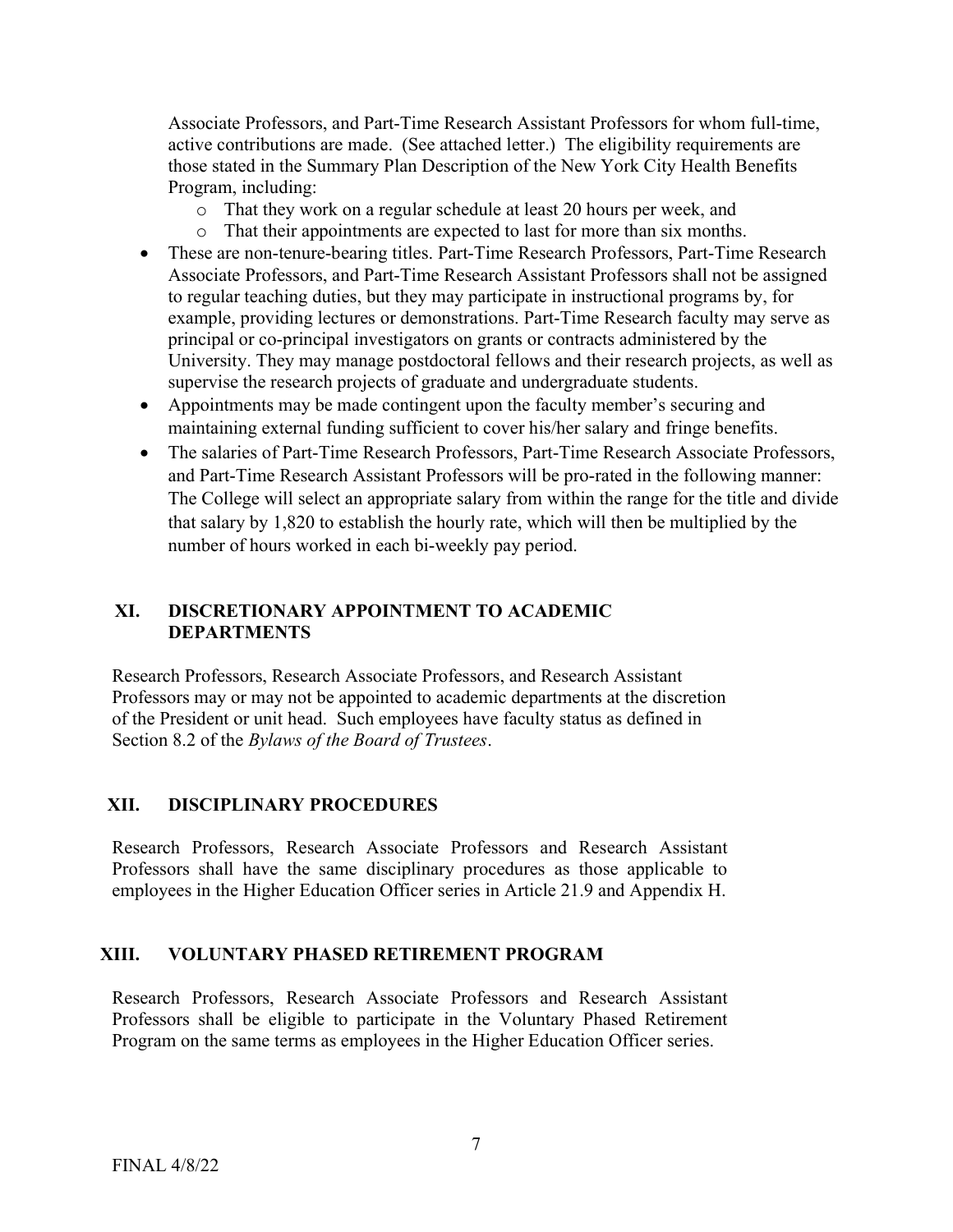Associate Professors, and Part-Time Research Assistant Professors for whom full-time, active contributions are made. (See attached letter.) The eligibility requirements are those stated in the Summary Plan Description of the New York City Health Benefits Program, including:
  - That they work on a regular schedule at least 20 hours per week, and
  - That their appointments are expected to last for more than six months.
- These are non-tenure-bearing titles. Part-Time Research Professors, Part-Time Research Associate Professors, and Part-Time Research Assistant Professors shall not be assigned to regular teaching duties, but they may participate in instructional programs by, for example, providing lectures or demonstrations. Part-Time Research faculty may serve as principal or co-principal investigators on grants or contracts administered by the University. They may manage postdoctoral fellows and their research projects, as well as supervise the research projects of graduate and undergraduate students.
- Appointments may be made contingent upon the faculty member's securing and maintaining external funding sufficient to cover his/her salary and fringe benefits.
- The salaries of Part-Time Research Professors, Part-Time Research Associate Professors, and Part-Time Research Assistant Professors will be pro-rated in the following manner: The College will select an appropriate salary from within the range for the title and divide that salary by 1,820 to establish the hourly rate, which will then be multiplied by the number of hours worked in each bi-weekly pay period.

## XI. DISCRETIONARY APPOINTMENT TO ACADEMIC DEPARTMENTS

Research Professors, Research Associate Professors, and Research Assistant Professors may or may not be appointed to academic departments at the discretion of the President or unit head. Such employees have faculty status as defined in Section 8.2 of the *Bylaws of the Board of Trustees*.

## XII. DISCIPLINARY PROCEDURES

Research Professors, Research Associate Professors and Research Assistant Professors shall have the same disciplinary procedures as those applicable to employees in the Higher Education Officer series in Article 21.9 and Appendix H.

## XIII. VOLUNTARY PHASED RETIREMENT PROGRAM

Research Professors, Research Associate Professors and Research Assistant Professors shall be eligible to participate in the Voluntary Phased Retirement Program on the same terms as employees in the Higher Education Officer series.

FINAL 4/8/22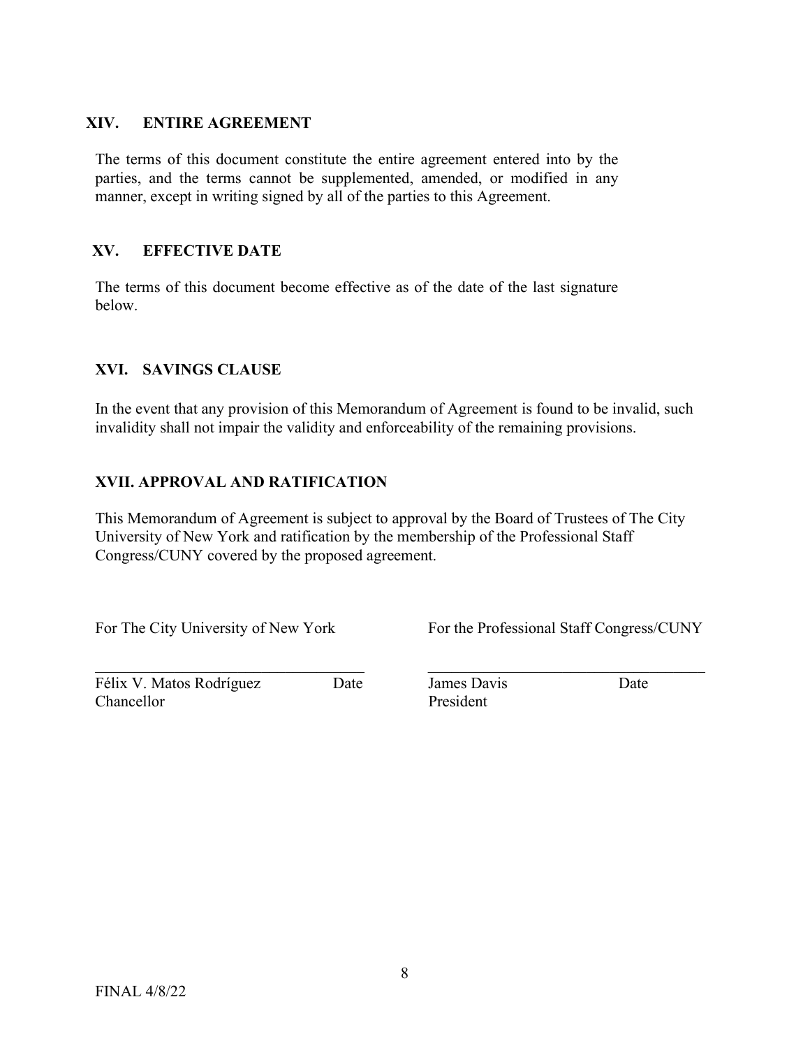## XIV. ENTIRE AGREEMENT

The terms of this document constitute the entire agreement entered into by the parties, and the terms cannot be supplemented, amended, or modified in any manner, except in writing signed by all of the parties to this Agreement.

## XV. EFFECTIVE DATE

The terms of this document become effective as of the date of the last signature below.

## XVI. SAVINGS CLAUSE

In the event that any provision of this Memorandum of Agreement is found to be invalid, such invalidity shall not impair the validity and enforceability of the remaining provisions.

## XVII. APPROVAL AND RATIFICATION

This Memorandum of Agreement is subject to approval by the Board of Trustees of The City University of New York and ratification by the membership of the Professional Staff Congress/CUNY covered by the proposed agreement.

For The City University of New York

\_\_\_\_\_\_\_\_\_\_\_\_\_\_\_\_\_\_\_\_\_\_\_\_\_\_\_\_\_\_\_\_\_\_\_

Félix V. Matos Rodríguez — Date
Chancellor

For the Professional Staff Congress/CUNY

\_\_\_\_\_\_\_\_\_\_\_\_\_\_\_\_\_\_\_\_\_\_\_\_\_\_\_\_\_\_\_\_\_\_\_

James Davis — Date
President

FINAL 4/8/22